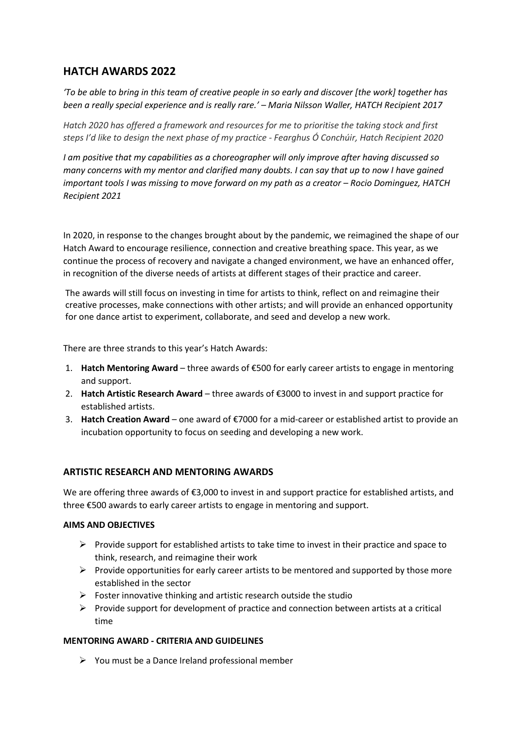## HATCH AWARDS 2022

*'To be able to bring in this team of creative people in so early and discover [the work] together has been a really special experience and is really rare.' – Maria Nilsson Waller, HATCH Recipient 2017*

*Hatch 2020 has offered a framework and resources for me to prioritise the taking stock and first steps I'd like to design the next phase of my practice - Fearghus Ó Conchúir, Hatch Recipient 2020*

*I am positive that my capabilities as a choreographer will only improve after having discussed so many concerns with my mentor and clarified many doubts. I can say that up to now I have gained important tools I was missing to move forward on my path as a creator – Rocio Dominguez, HATCH Recipient 2021*

In 2020, in response to the changes brought about by the pandemic, we reimagined the shape of our Hatch Award to encourage resilience, connection and creative breathing space. This year, as we continue the process of recovery and navigate a changed environment, we have an enhanced offer, in recognition of the diverse needs of artists at different stages of their practice and career.

The awards will still focus on investing in time for artists to think, reflect on and reimagine their creative processes, make connections with other artists; and will provide an enhanced opportunity for one dance artist to experiment, collaborate, and seed and develop a new work.

There are three strands to this year's Hatch Awards:

1. **Hatch Mentoring Award** – three awards of €500 for early career artists to engage in mentoring and support.
2. **Hatch Artistic Research Award** – three awards of €3000 to invest in and support practice for established artists.
3. **Hatch Creation Award** – one award of €7000 for a mid-career or established artist to provide an incubation opportunity to focus on seeding and developing a new work.

### ARTISTIC RESEARCH AND MENTORING AWARDS

We are offering three awards of €3,000 to invest in and support practice for established artists, and three €500 awards to early career artists to engage in mentoring and support.

#### AIMS AND OBJECTIVES

- Provide support for established artists to take time to invest in their practice and space to think, research, and reimagine their work
- Provide opportunities for early career artists to be mentored and supported by those more established in the sector
- Foster innovative thinking and artistic research outside the studio
- Provide support for development of practice and connection between artists at a critical time

#### MENTORING AWARD - CRITERIA AND GUIDELINES

- You must be a Dance Ireland professional member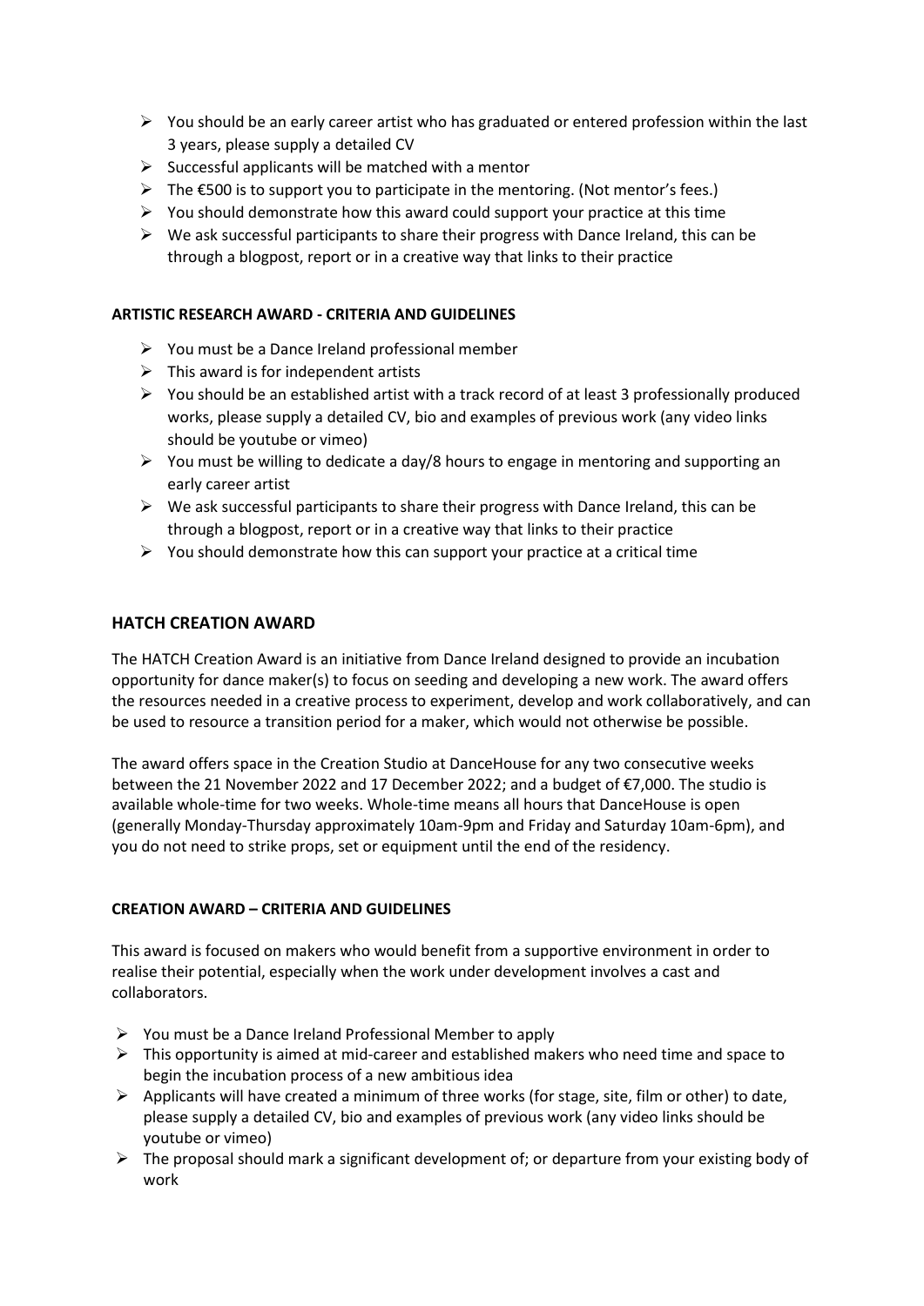- You should be an early career artist who has graduated or entered profession within the last 3 years, please supply a detailed CV
- Successful applicants will be matched with a mentor
- The €500 is to support you to participate in the mentoring. (Not mentor's fees.)
- You should demonstrate how this award could support your practice at this time
- We ask successful participants to share their progress with Dance Ireland, this can be through a blogpost, report or in a creative way that links to their practice

**ARTISTIC RESEARCH AWARD - CRITERIA AND GUIDELINES**

- You must be a Dance Ireland professional member
- This award is for independent artists
- You should be an established artist with a track record of at least 3 professionally produced works, please supply a detailed CV, bio and examples of previous work (any video links should be youtube or vimeo)
- You must be willing to dedicate a day/8 hours to engage in mentoring and supporting an early career artist
- We ask successful participants to share their progress with Dance Ireland, this can be through a blogpost, report or in a creative way that links to their practice
- You should demonstrate how this can support your practice at a critical time

## HATCH CREATION AWARD

The HATCH Creation Award is an initiative from Dance Ireland designed to provide an incubation opportunity for dance maker(s) to focus on seeding and developing a new work. The award offers the resources needed in a creative process to experiment, develop and work collaboratively, and can be used to resource a transition period for a maker, which would not otherwise be possible.

The award offers space in the Creation Studio at DanceHouse for any two consecutive weeks between the 21 November 2022 and 17 December 2022; and a budget of €7,000. The studio is available whole-time for two weeks. Whole-time means all hours that DanceHouse is open (generally Monday-Thursday approximately 10am-9pm and Friday and Saturday 10am-6pm), and you do not need to strike props, set or equipment until the end of the residency.

**CREATION AWARD – CRITERIA AND GUIDELINES**

This award is focused on makers who would benefit from a supportive environment in order to realise their potential, especially when the work under development involves a cast and collaborators.

- You must be a Dance Ireland Professional Member to apply
- This opportunity is aimed at mid-career and established makers who need time and space to begin the incubation process of a new ambitious idea
- Applicants will have created a minimum of three works (for stage, site, film or other) to date, please supply a detailed CV, bio and examples of previous work (any video links should be youtube or vimeo)
- The proposal should mark a significant development of; or departure from your existing body of work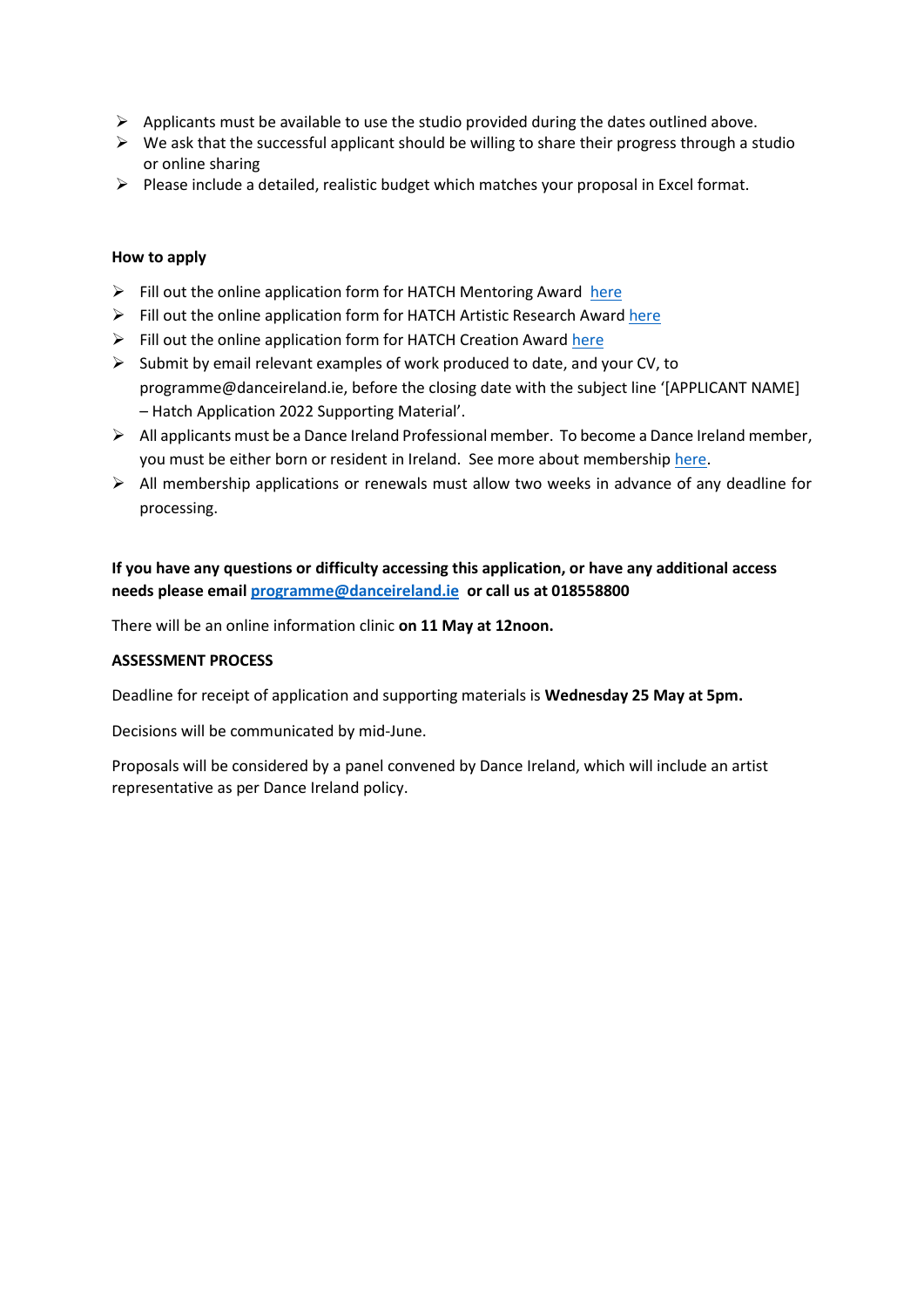- Applicants must be available to use the studio provided during the dates outlined above.
- We ask that the successful applicant should be willing to share their progress through a studio or online sharing
- Please include a detailed, realistic budget which matches your proposal in Excel format.

**How to apply**

- Fill out the online application form for HATCH Mentoring Award here
- Fill out the online application form for HATCH Artistic Research Award here
- Fill out the online application form for HATCH Creation Award here
- Submit by email relevant examples of work produced to date, and your CV, to programme@danceireland.ie, before the closing date with the subject line '[APPLICANT NAME] – Hatch Application 2022 Supporting Material'.
- All applicants must be a Dance Ireland Professional member. To become a Dance Ireland member, you must be either born or resident in Ireland. See more about membership here.
- All membership applications or renewals must allow two weeks in advance of any deadline for processing.

**If you have any questions or difficulty accessing this application, or have any additional access needs please email programme@danceireland.ie or call us at 018558800**

There will be an online information clinic **on 11 May at 12noon.**

**ASSESSMENT PROCESS**

Deadline for receipt of application and supporting materials is **Wednesday 25 May at 5pm.**

Decisions will be communicated by mid-June.

Proposals will be considered by a panel convened by Dance Ireland, which will include an artist representative as per Dance Ireland policy.